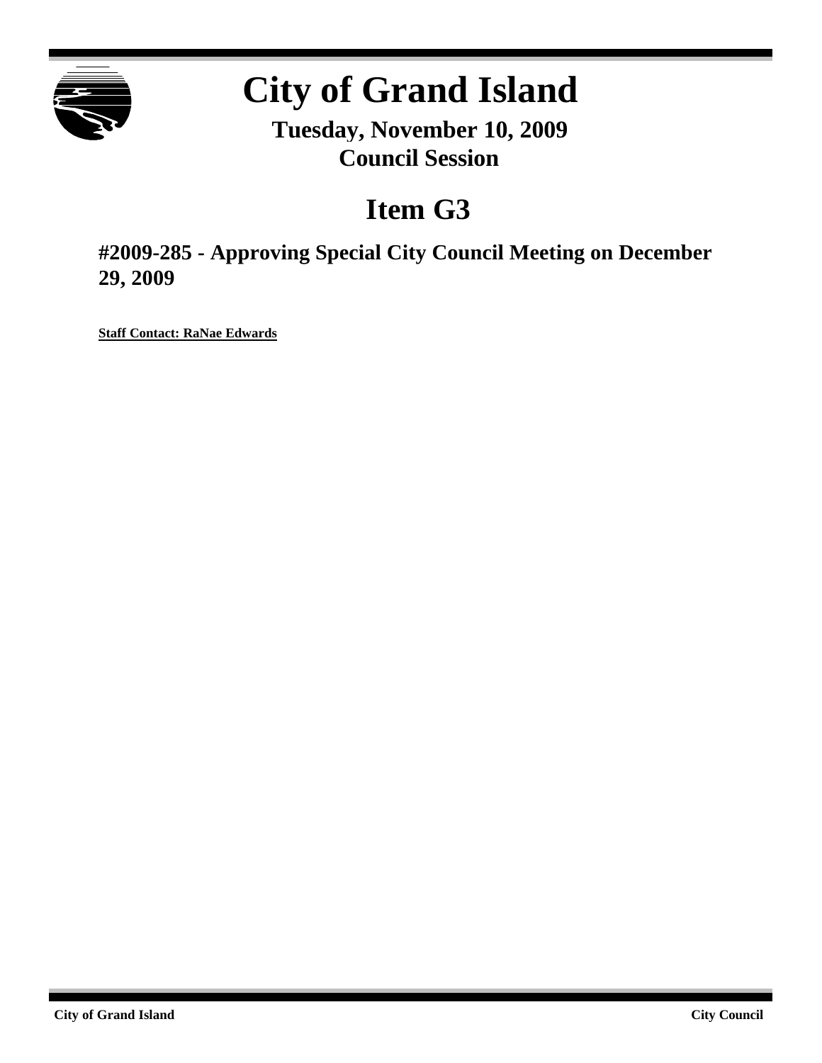# City of Grand Island

**Tuesday, November 10, 2009**
**Council Session**

## Item G3

### #2009-285 - Approving Special City Council Meeting on December 29, 2009

**Staff Contact: RaNae Edwards**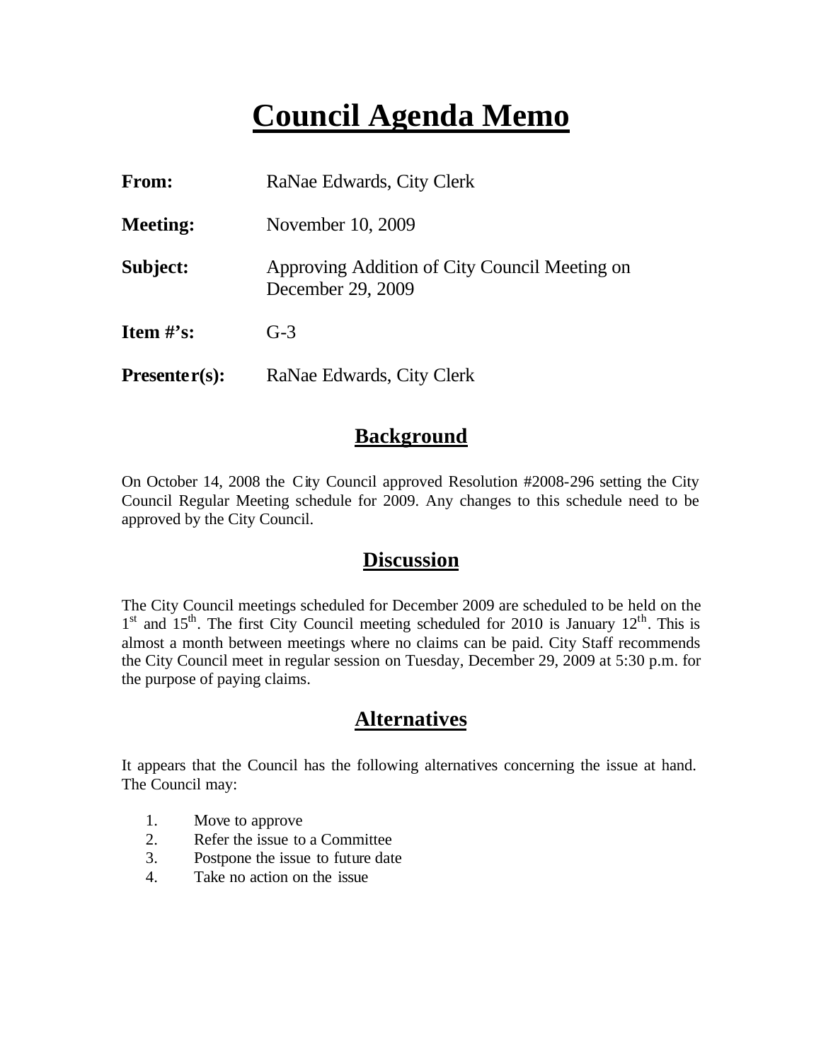# Council Agenda Memo

**From:** RaNae Edwards, City Clerk

**Meeting:** November 10, 2009

**Subject:** Approving Addition of City Council Meeting on December 29, 2009

**Item #'s:** G-3

**Presenter(s):** RaNae Edwards, City Clerk

## Background

On October 14, 2008 the City Council approved Resolution #2008-296 setting the City Council Regular Meeting schedule for 2009. Any changes to this schedule need to be approved by the City Council.

## Discussion

The City Council meetings scheduled for December 2009 are scheduled to be held on the 1st and 15th. The first City Council meeting scheduled for 2010 is January 12th. This is almost a month between meetings where no claims can be paid. City Staff recommends the City Council meet in regular session on Tuesday, December 29, 2009 at 5:30 p.m. for the purpose of paying claims.

## Alternatives

It appears that the Council has the following alternatives concerning the issue at hand. The Council may:

1. Move to approve
2. Refer the issue to a Committee
3. Postpone the issue to future date
4. Take no action on the issue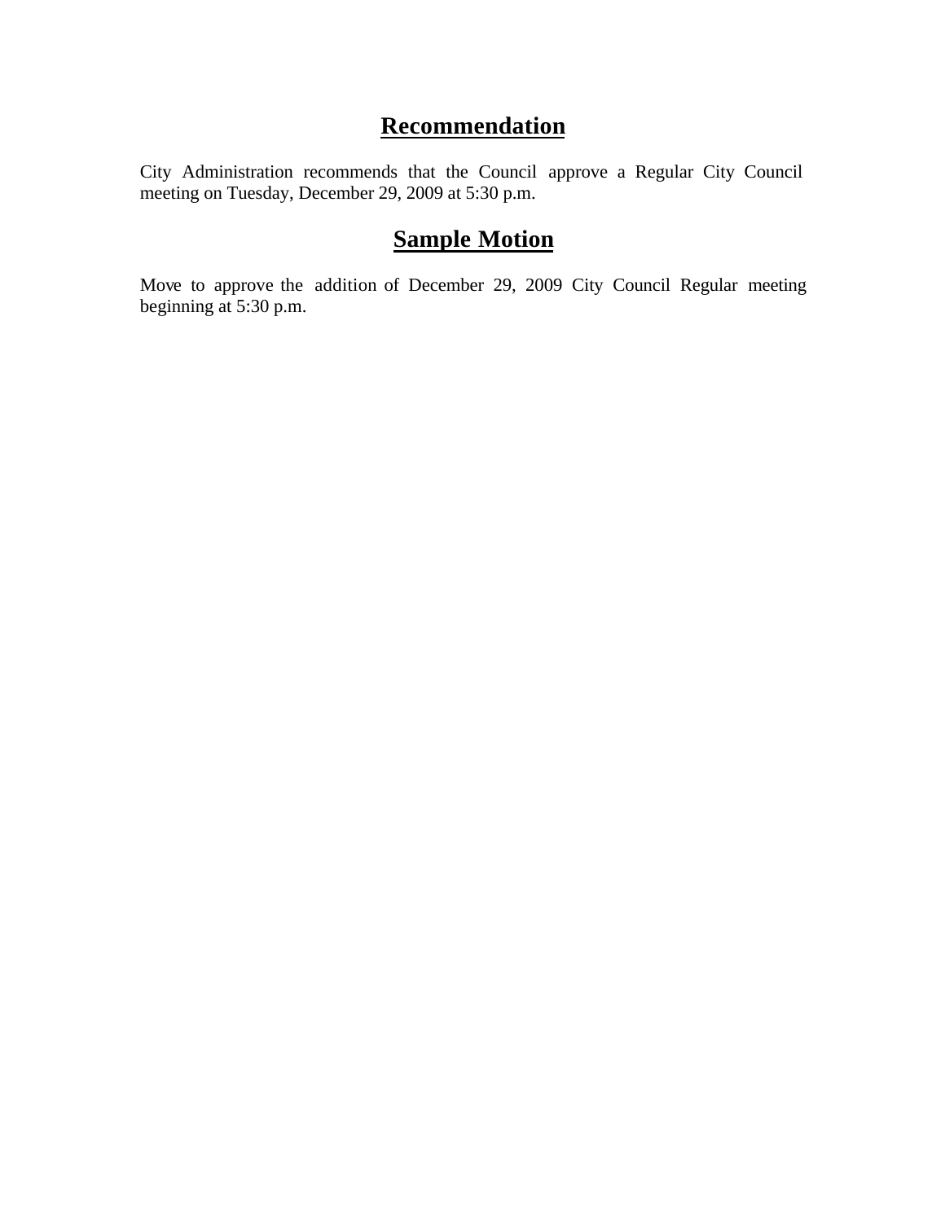## Recommendation

City Administration recommends that the Council approve a Regular City Council meeting on Tuesday, December 29, 2009 at 5:30 p.m.

## Sample Motion

Move to approve the addition of December 29, 2009 City Council Regular meeting beginning at 5:30 p.m.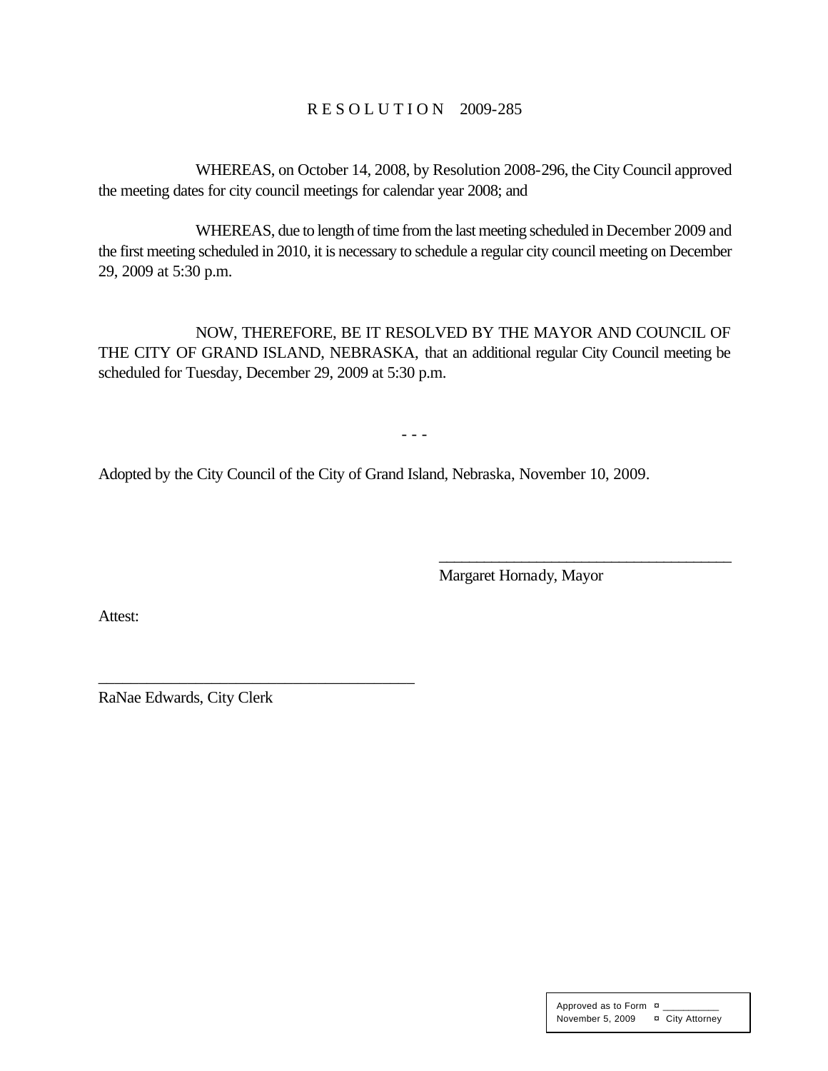# R E S O L U T I O N 2009-285

WHEREAS, on October 14, 2008, by Resolution 2008-296, the City Council approved the meeting dates for city council meetings for calendar year 2008; and

WHEREAS, due to length of time from the last meeting scheduled in December 2009 and the first meeting scheduled in 2010, it is necessary to schedule a regular city council meeting on December 29, 2009 at 5:30 p.m.

NOW, THEREFORE, BE IT RESOLVED BY THE MAYOR AND COUNCIL OF THE CITY OF GRAND ISLAND, NEBRASKA, that an additional regular City Council meeting be scheduled for Tuesday, December 29, 2009 at 5:30 p.m.

- - -

Adopted by the City Council of the City of Grand Island, Nebraska, November 10, 2009.

_____________________________________
Margaret Hornady, Mayor

Attest:

_______________________________________
RaNae Edwards, City Clerk

| | |
|---|---|
| Approved as to Form ¤ | ___________ |
| November 5, 2009 | ¤ City Attorney |